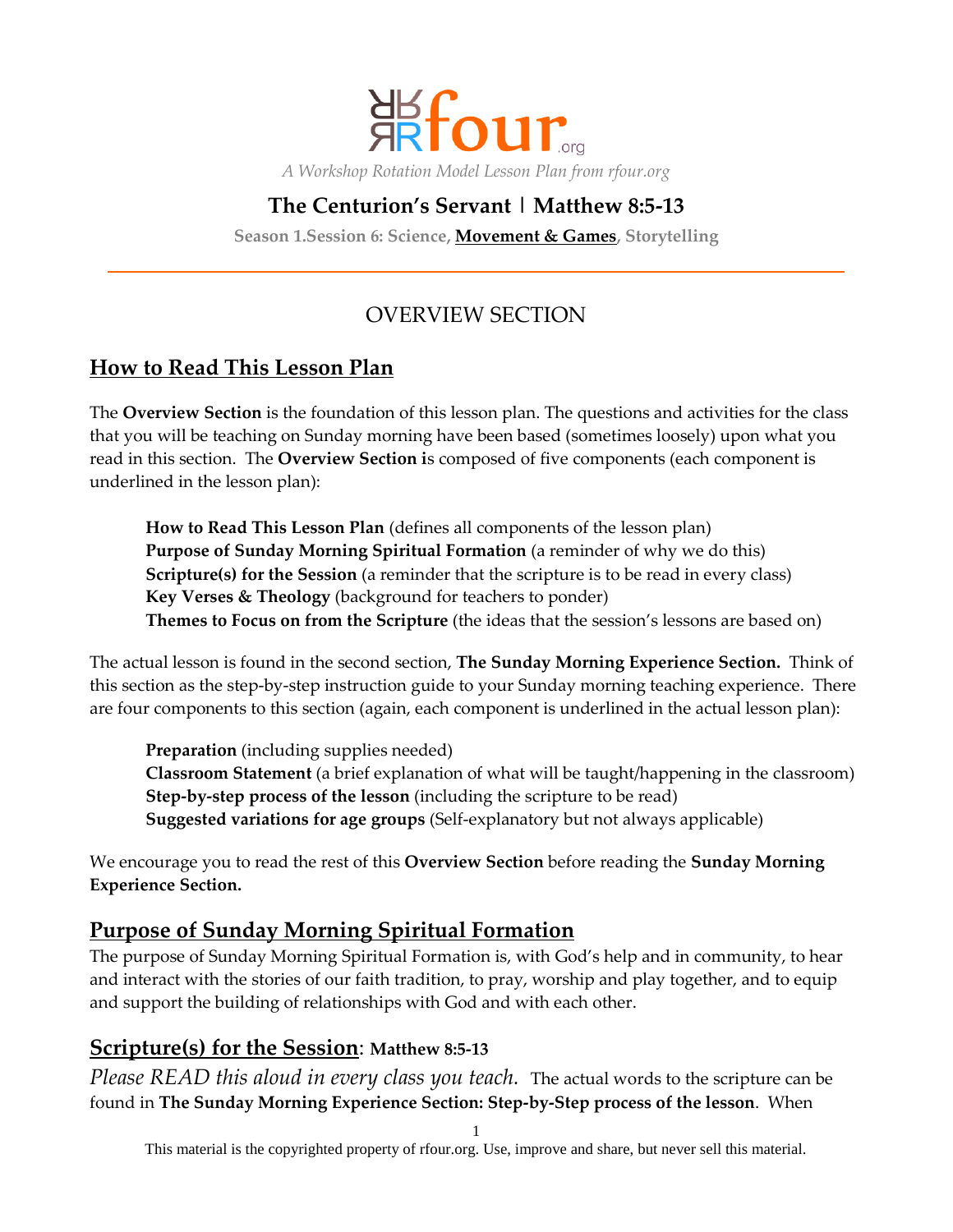# rfour.org

*A Workshop Rotation Model Lesson Plan from rfour.org*

## The Centurion's Servant | Matthew 8:5-13

**Season 1.Session 6: Science, <u>Movement & Games</u>, Storytelling**

---

## OVERVIEW SECTION

### <u>How to Read This Lesson Plan</u>

The **Overview Section** is the foundation of this lesson plan. The questions and activities for the class that you will be teaching on Sunday morning have been based (sometimes loosely) upon what you read in this section. The **Overview Section i**s composed of five components (each component is underlined in the lesson plan):

> **How to Read This Lesson Plan** (defines all components of the lesson plan)
> **Purpose of Sunday Morning Spiritual Formation** (a reminder of why we do this)
> **Scripture(s) for the Session** (a reminder that the scripture is to be read in every class)
> **Key Verses & Theology** (background for teachers to ponder)
> **Themes to Focus on from the Scripture** (the ideas that the session's lessons are based on)

The actual lesson is found in the second section, **The Sunday Morning Experience Section.** Think of this section as the step-by-step instruction guide to your Sunday morning teaching experience. There are four components to this section (again, each component is underlined in the actual lesson plan):

> **Preparation** (including supplies needed)
> **Classroom Statement** (a brief explanation of what will be taught/happening in the classroom)
> **Step-by-step process of the lesson** (including the scripture to be read)
> **Suggested variations for age groups** (Self-explanatory but not always applicable)

We encourage you to read the rest of this **Overview Section** before reading the **Sunday Morning Experience Section.**

### <u>Purpose of Sunday Morning Spiritual Formation</u>

The purpose of Sunday Morning Spiritual Formation is, with God's help and in community, to hear and interact with the stories of our faith tradition, to pray, worship and play together, and to equip and support the building of relationships with God and with each other.

### <u>Scripture(s) for the Session</u>: **Matthew 8:5-13**

*Please READ this aloud in every class you teach.* The actual words to the scripture can be found in **The Sunday Morning Experience Section: Step-by-Step process of the lesson**. When

This material is the copyrighted property of rfour.org. Use, improve and share, but never sell this material.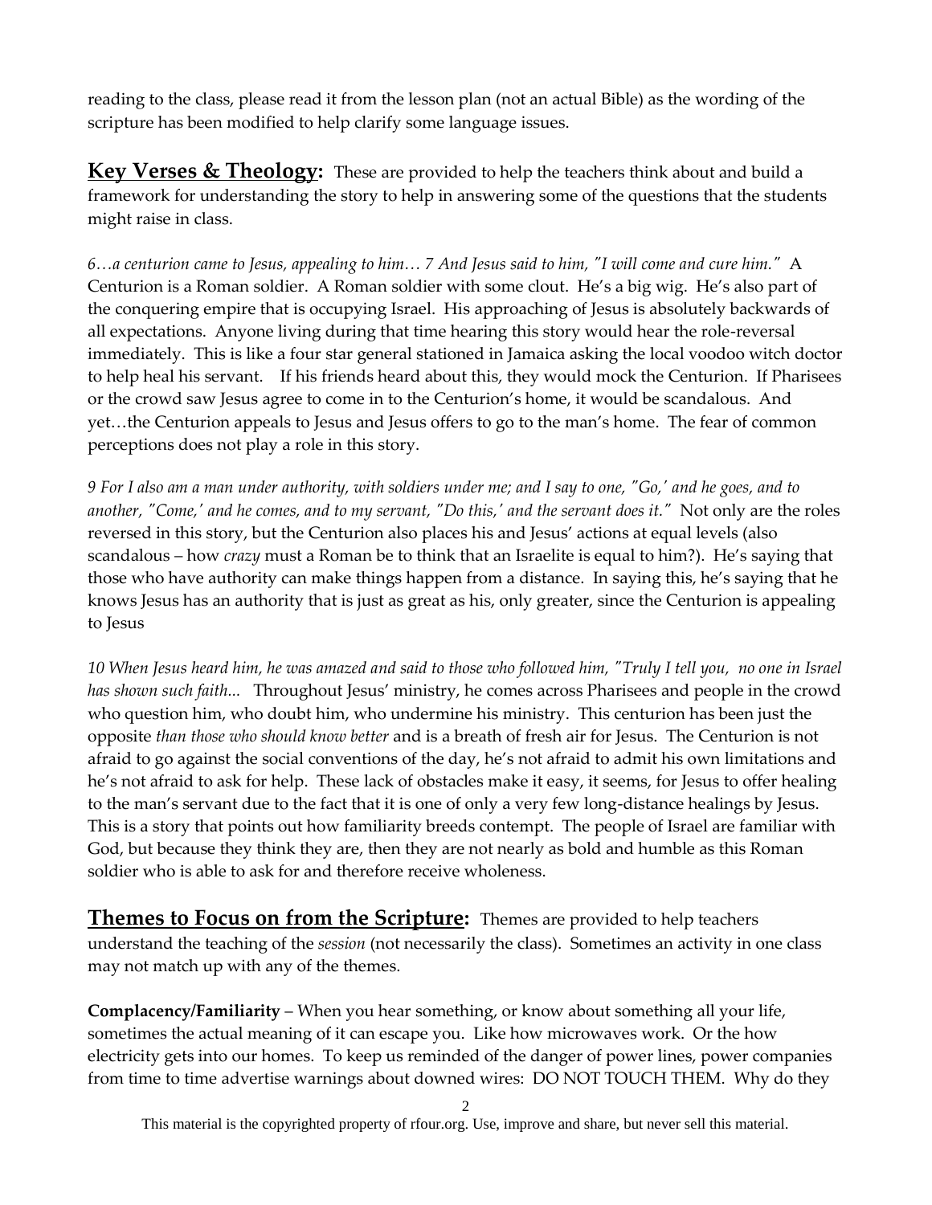reading to the class, please read it from the lesson plan (not an actual Bible) as the wording of the scripture has been modified to help clarify some language issues.

## **Key Verses & Theology:**

These are provided to help the teachers think about and build a framework for understanding the story to help in answering some of the questions that the students might raise in class.

*6…a centurion came to Jesus, appealing to him… 7 And Jesus said to him, "I will come and cure him."* A Centurion is a Roman soldier. A Roman soldier with some clout. He's a big wig. He's also part of the conquering empire that is occupying Israel. His approaching of Jesus is absolutely backwards of all expectations. Anyone living during that time hearing this story would hear the role-reversal immediately. This is like a four star general stationed in Jamaica asking the local voodoo witch doctor to help heal his servant. If his friends heard about this, they would mock the Centurion. If Pharisees or the crowd saw Jesus agree to come in to the Centurion's home, it would be scandalous. And yet…the Centurion appeals to Jesus and Jesus offers to go to the man's home. The fear of common perceptions does not play a role in this story.

*9 For I also am a man under authority, with soldiers under me; and I say to one, "Go,' and he goes, and to another, "Come,' and he comes, and to my servant, "Do this,' and the servant does it."* Not only are the roles reversed in this story, but the Centurion also places his and Jesus' actions at equal levels (also scandalous – how *crazy* must a Roman be to think that an Israelite is equal to him?). He's saying that those who have authority can make things happen from a distance. In saying this, he's saying that he knows Jesus has an authority that is just as great as his, only greater, since the Centurion is appealing to Jesus

*10 When Jesus heard him, he was amazed and said to those who followed him, "Truly I tell you, no one in Israel has shown such faith...* Throughout Jesus' ministry, he comes across Pharisees and people in the crowd who question him, who doubt him, who undermine his ministry. This centurion has been just the opposite *than those who should know better* and is a breath of fresh air for Jesus. The Centurion is not afraid to go against the social conventions of the day, he's not afraid to admit his own limitations and he's not afraid to ask for help. These lack of obstacles make it easy, it seems, for Jesus to offer healing to the man's servant due to the fact that it is one of only a very few long-distance healings by Jesus. This is a story that points out how familiarity breeds contempt. The people of Israel are familiar with God, but because they think they are, then they are not nearly as bold and humble as this Roman soldier who is able to ask for and therefore receive wholeness.

## **Themes to Focus on from the Scripture:**

Themes are provided to help teachers understand the teaching of the *session* (not necessarily the class). Sometimes an activity in one class may not match up with any of the themes.

**Complacency/Familiarity** – When you hear something, or know about something all your life, sometimes the actual meaning of it can escape you. Like how microwaves work. Or the how electricity gets into our homes. To keep us reminded of the danger of power lines, power companies from time to time advertise warnings about downed wires: DO NOT TOUCH THEM. Why do they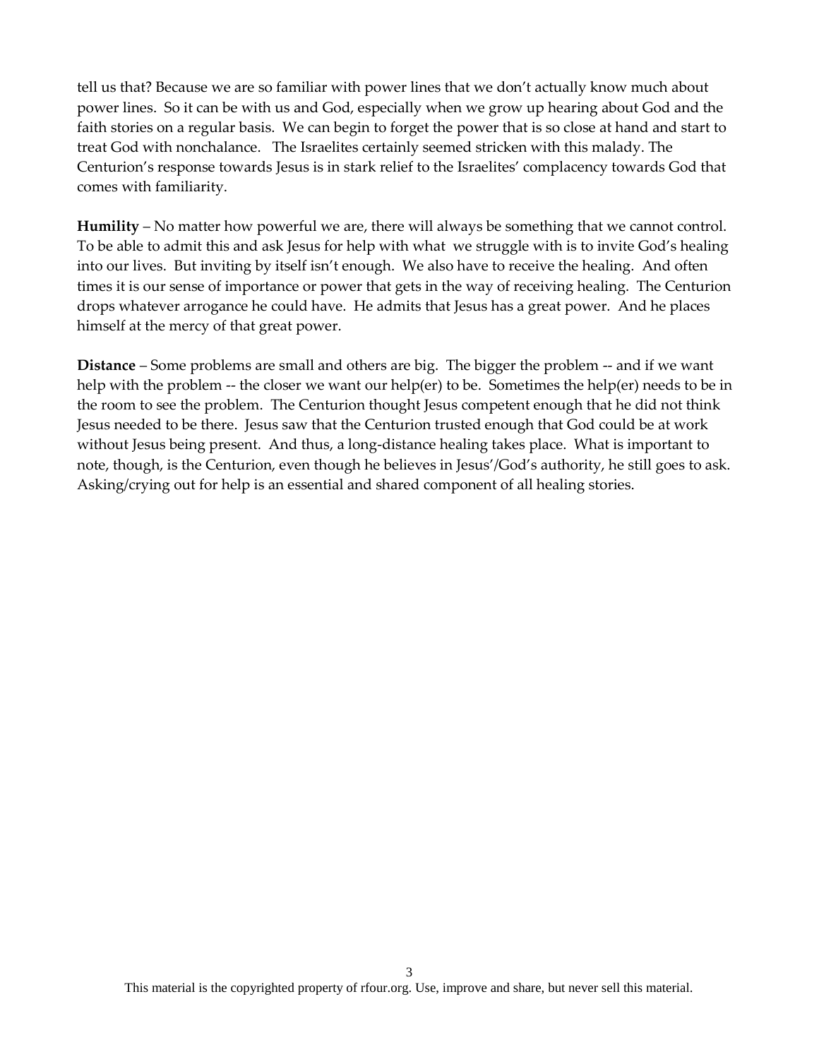tell us that? Because we are so familiar with power lines that we don't actually know much about power lines. So it can be with us and God, especially when we grow up hearing about God and the faith stories on a regular basis. We can begin to forget the power that is so close at hand and start to treat God with nonchalance. The Israelites certainly seemed stricken with this malady. The Centurion's response towards Jesus is in stark relief to the Israelites' complacency towards God that comes with familiarity.

**Humility** – No matter how powerful we are, there will always be something that we cannot control. To be able to admit this and ask Jesus for help with what we struggle with is to invite God's healing into our lives. But inviting by itself isn't enough. We also have to receive the healing. And often times it is our sense of importance or power that gets in the way of receiving healing. The Centurion drops whatever arrogance he could have. He admits that Jesus has a great power. And he places himself at the mercy of that great power.

**Distance** – Some problems are small and others are big. The bigger the problem -- and if we want help with the problem -- the closer we want our help(er) to be. Sometimes the help(er) needs to be in the room to see the problem. The Centurion thought Jesus competent enough that he did not think Jesus needed to be there. Jesus saw that the Centurion trusted enough that God could be at work without Jesus being present. And thus, a long-distance healing takes place. What is important to note, though, is the Centurion, even though he believes in Jesus'/God's authority, he still goes to ask. Asking/crying out for help is an essential and shared component of all healing stories.

This material is the copyrighted property of rfour.org. Use, improve and share, but never sell this material.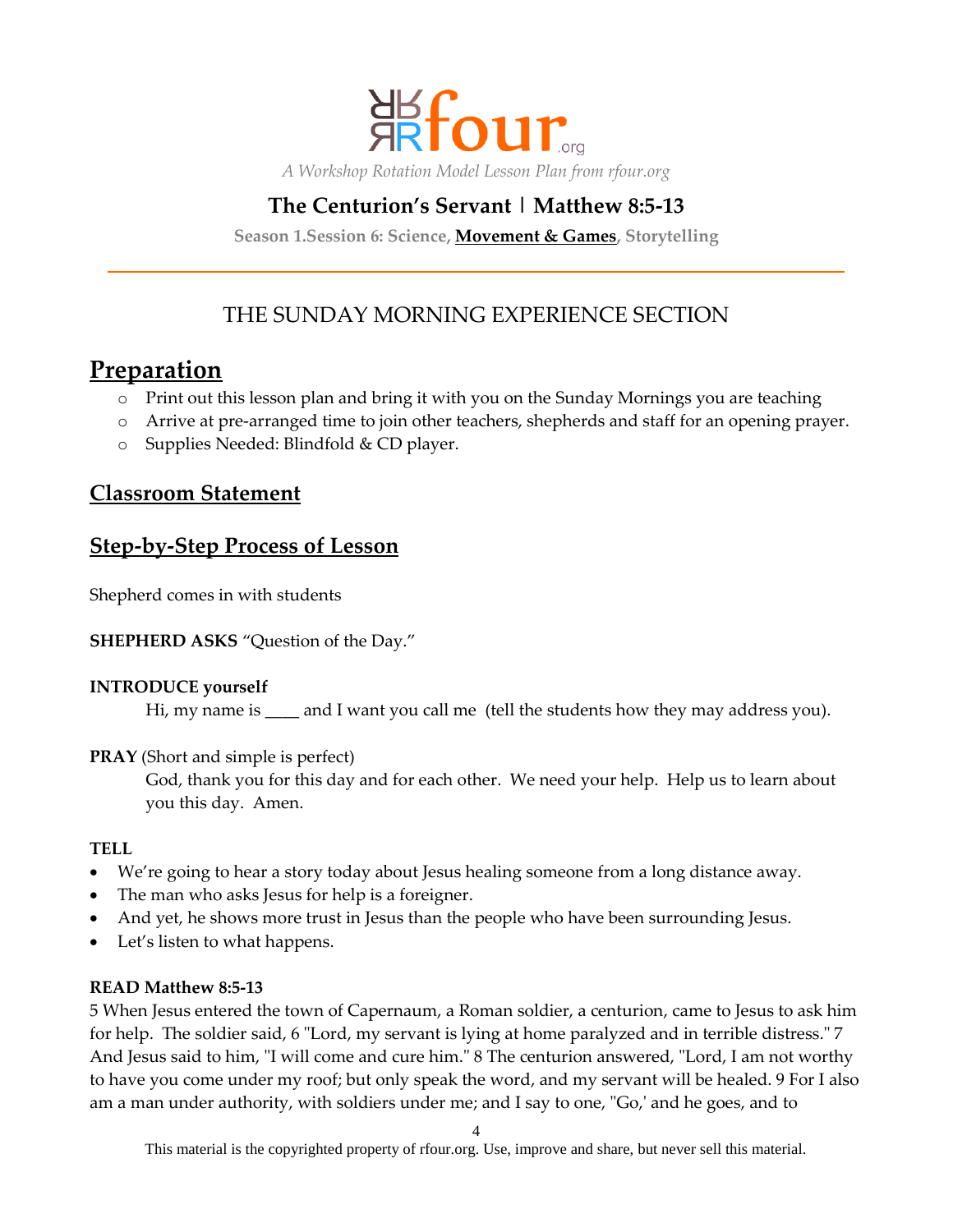A Workshop Rotation Model Lesson Plan from rfour.org

# The Centurion's Servant | Matthew 8:5-13

**Season 1.Session 6: Science, Movement & Games, Storytelling**

---

## THE SUNDAY MORNING EXPERIENCE SECTION

## Preparation

- Print out this lesson plan and bring it with you on the Sunday Mornings you are teaching
- Arrive at pre-arranged time to join other teachers, shepherds and staff for an opening prayer.
- Supplies Needed: Blindfold & CD player.

## Classroom Statement

## Step-by-Step Process of Lesson

Shepherd comes in with students

**SHEPHERD ASKS** "Question of the Day."

**INTRODUCE yourself**

Hi, my name is ____ and I want you call me (tell the students how they may address you).

**PRAY** (Short and simple is perfect)

God, thank you for this day and for each other. We need your help. Help us to learn about you this day. Amen.

**TELL**

- We're going to hear a story today about Jesus healing someone from a long distance away.
- The man who asks Jesus for help is a foreigner.
- And yet, he shows more trust in Jesus than the people who have been surrounding Jesus.
- Let's listen to what happens.

**READ Matthew 8:5-13**

5 When Jesus entered the town of Capernaum, a Roman soldier, a centurion, came to Jesus to ask him for help. The soldier said, 6 "Lord, my servant is lying at home paralyzed and in terrible distress." 7 And Jesus said to him, "I will come and cure him." 8 The centurion answered, "Lord, I am not worthy to have you come under my roof; but only speak the word, and my servant will be healed. 9 For I also am a man under authority, with soldiers under me; and I say to one, "Go,' and he goes, and to

This material is the copyrighted property of rfour.org. Use, improve and share, but never sell this material.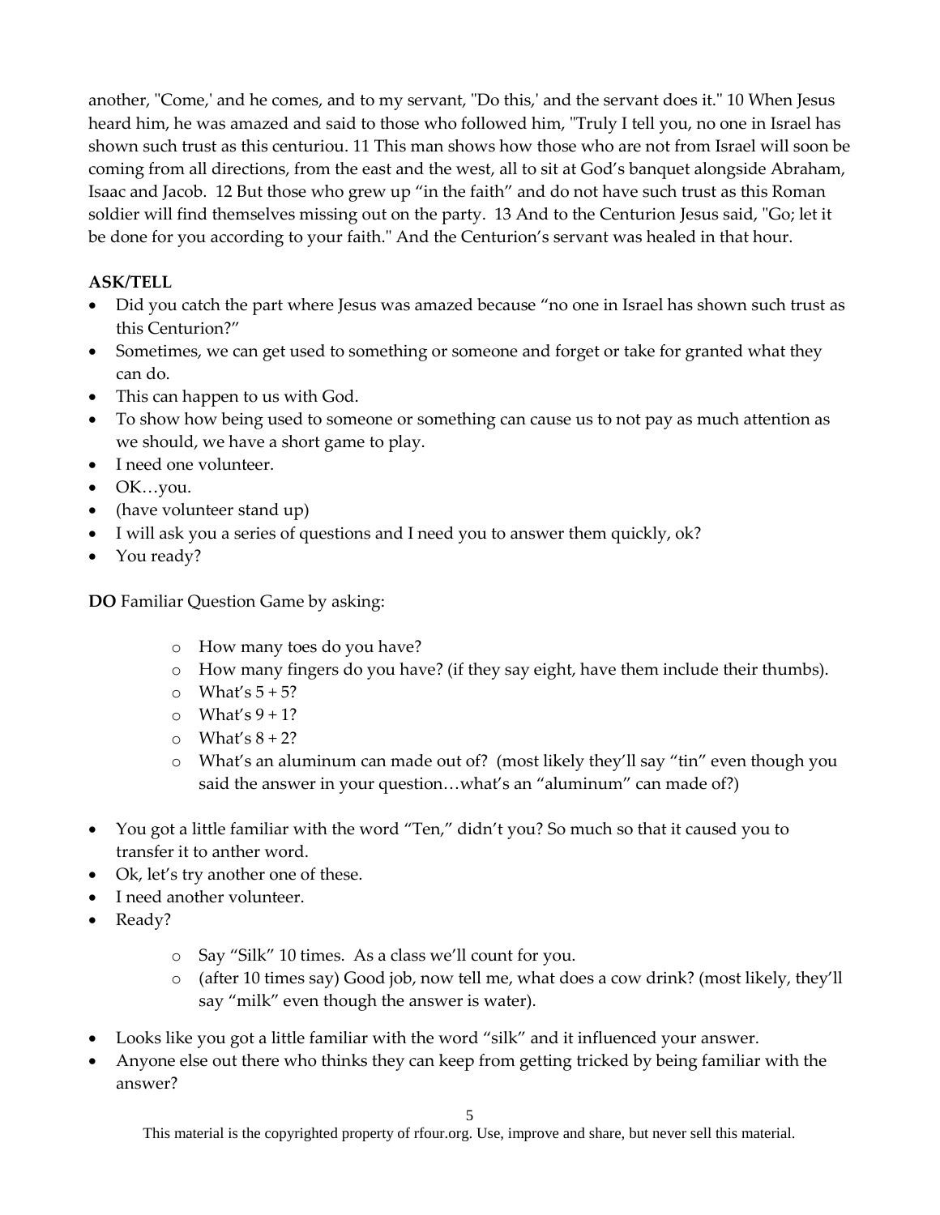another, "Come,' and he comes, and to my servant, "Do this,' and the servant does it." 10 When Jesus heard him, he was amazed and said to those who followed him, "Truly I tell you, no one in Israel has shown such trust as this centuriou. 11 This man shows how those who are not from Israel will soon be coming from all directions, from the east and the west, all to sit at God's banquet alongside Abraham, Isaac and Jacob. 12 But those who grew up "in the faith" and do not have such trust as this Roman soldier will find themselves missing out on the party. 13 And to the Centurion Jesus said, "Go; let it be done for you according to your faith." And the Centurion's servant was healed in that hour.

**ASK/TELL**

- Did you catch the part where Jesus was amazed because "no one in Israel has shown such trust as this Centurion?"
- Sometimes, we can get used to something or someone and forget or take for granted what they can do.
- This can happen to us with God.
- To show how being used to someone or something can cause us to not pay as much attention as we should, we have a short game to play.
- I need one volunteer.
- OK…you.
- (have volunteer stand up)
- I will ask you a series of questions and I need you to answer them quickly, ok?
- You ready?

**DO** Familiar Question Game by asking:

- How many toes do you have?
- How many fingers do you have? (if they say eight, have them include their thumbs).
- What's 5 + 5?
- What's 9 + 1?
- What's 8 + 2?
- What's an aluminum can made out of? (most likely they'll say "tin" even though you said the answer in your question…what's an "aluminum" can made of?)

- You got a little familiar with the word "Ten," didn't you? So much so that it caused you to transfer it to anther word.
- Ok, let's try another one of these.
- I need another volunteer.
- Ready?
  - Say "Silk" 10 times. As a class we'll count for you.
  - (after 10 times say) Good job, now tell me, what does a cow drink? (most likely, they'll say "milk" even though the answer is water).
- Looks like you got a little familiar with the word "silk" and it influenced your answer.
- Anyone else out there who thinks they can keep from getting tricked by being familiar with the answer?

This material is the copyrighted property of rfour.org. Use, improve and share, but never sell this material.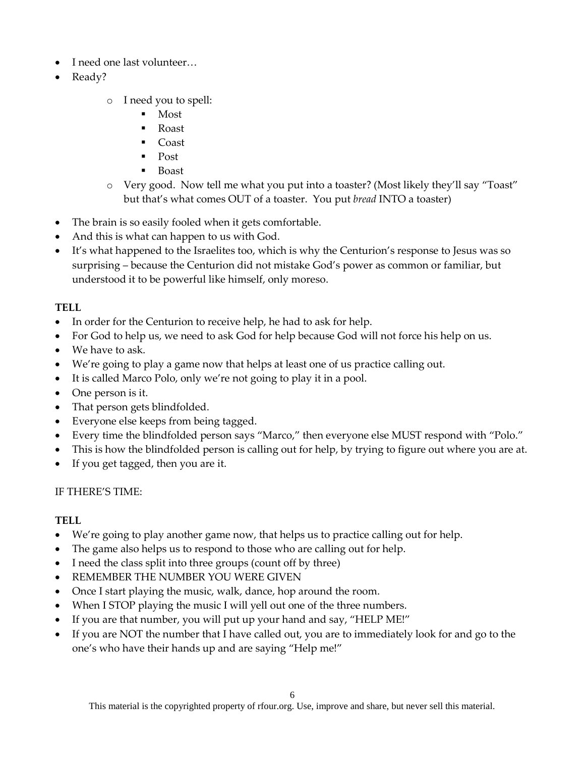- I need one last volunteer…
- Ready?
    - I need you to spell:
        - Most
        - Roast
        - Coast
        - Post
        - Boast
    - Very good. Now tell me what you put into a toaster? (Most likely they'll say "Toast" but that's what comes OUT of a toaster. You put *bread* INTO a toaster)
- The brain is so easily fooled when it gets comfortable.
- And this is what can happen to us with God.
- It's what happened to the Israelites too, which is why the Centurion's response to Jesus was so surprising – because the Centurion did not mistake God's power as common or familiar, but understood it to be powerful like himself, only moreso.

**TELL**

- In order for the Centurion to receive help, he had to ask for help.
- For God to help us, we need to ask God for help because God will not force his help on us.
- We have to ask.
- We're going to play a game now that helps at least one of us practice calling out.
- It is called Marco Polo, only we're not going to play it in a pool.
- One person is it.
- That person gets blindfolded.
- Everyone else keeps from being tagged.
- Every time the blindfolded person says "Marco," then everyone else MUST respond with "Polo."
- This is how the blindfolded person is calling out for help, by trying to figure out where you are at.
- If you get tagged, then you are it.

IF THERE'S TIME:

**TELL**

- We're going to play another game now, that helps us to practice calling out for help.
- The game also helps us to respond to those who are calling out for help.
- I need the class split into three groups (count off by three)
- REMEMBER THE NUMBER YOU WERE GIVEN
- Once I start playing the music, walk, dance, hop around the room.
- When I STOP playing the music I will yell out one of the three numbers.
- If you are that number, you will put up your hand and say, "HELP ME!"
- If you are NOT the number that I have called out, you are to immediately look for and go to the one's who have their hands up and are saying "Help me!"

This material is the copyrighted property of rfour.org. Use, improve and share, but never sell this material.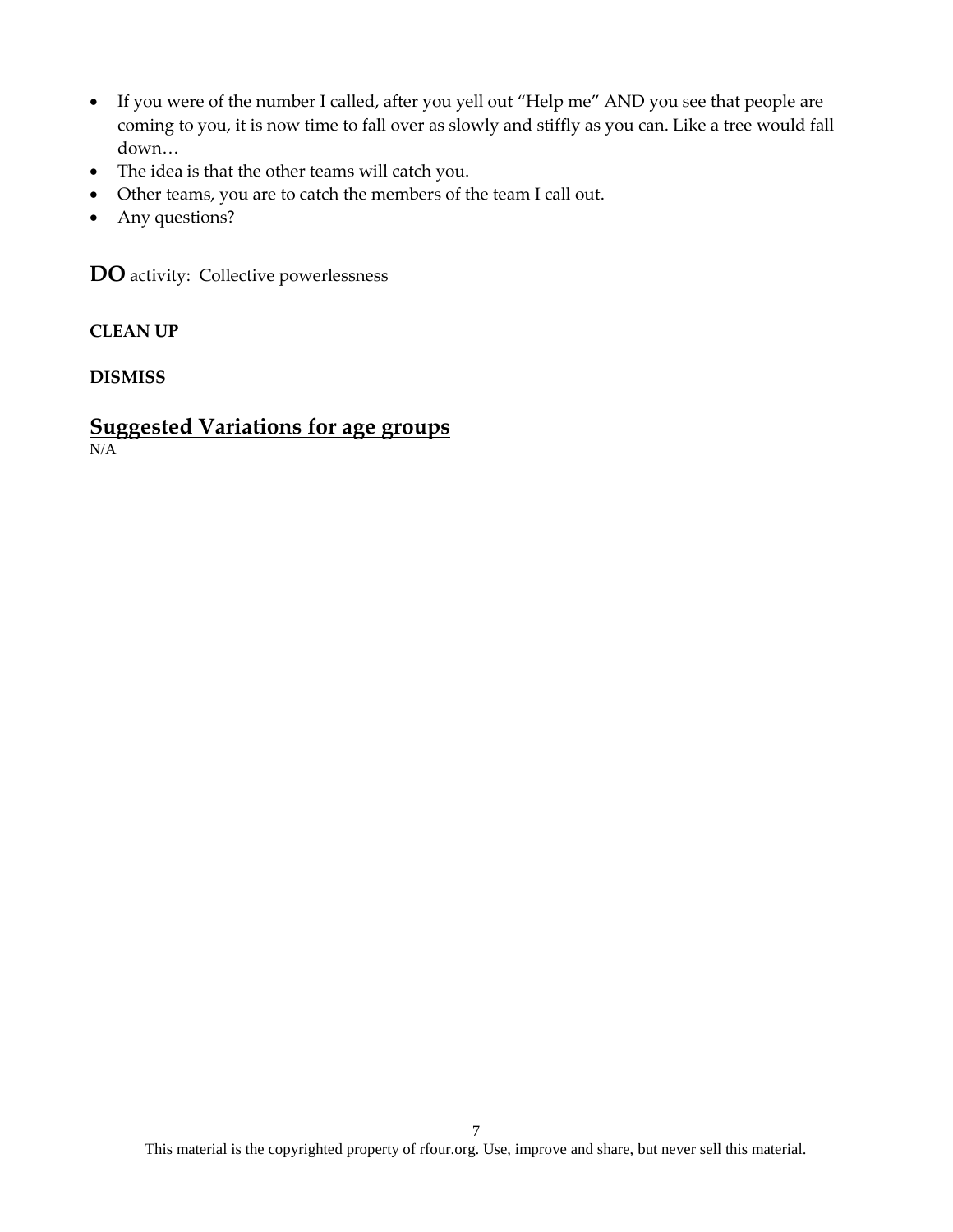- If you were of the number I called, after you yell out "Help me" AND you see that people are coming to you, it is now time to fall over as slowly and stiffly as you can. Like a tree would fall down…
- The idea is that the other teams will catch you.
- Other teams, you are to catch the members of the team I call out.
- Any questions?

**DO** activity: Collective powerlessness

**CLEAN UP**

**DISMISS**

## Suggested Variations for age groups

N/A

This material is the copyrighted property of rfour.org. Use, improve and share, but never sell this material.